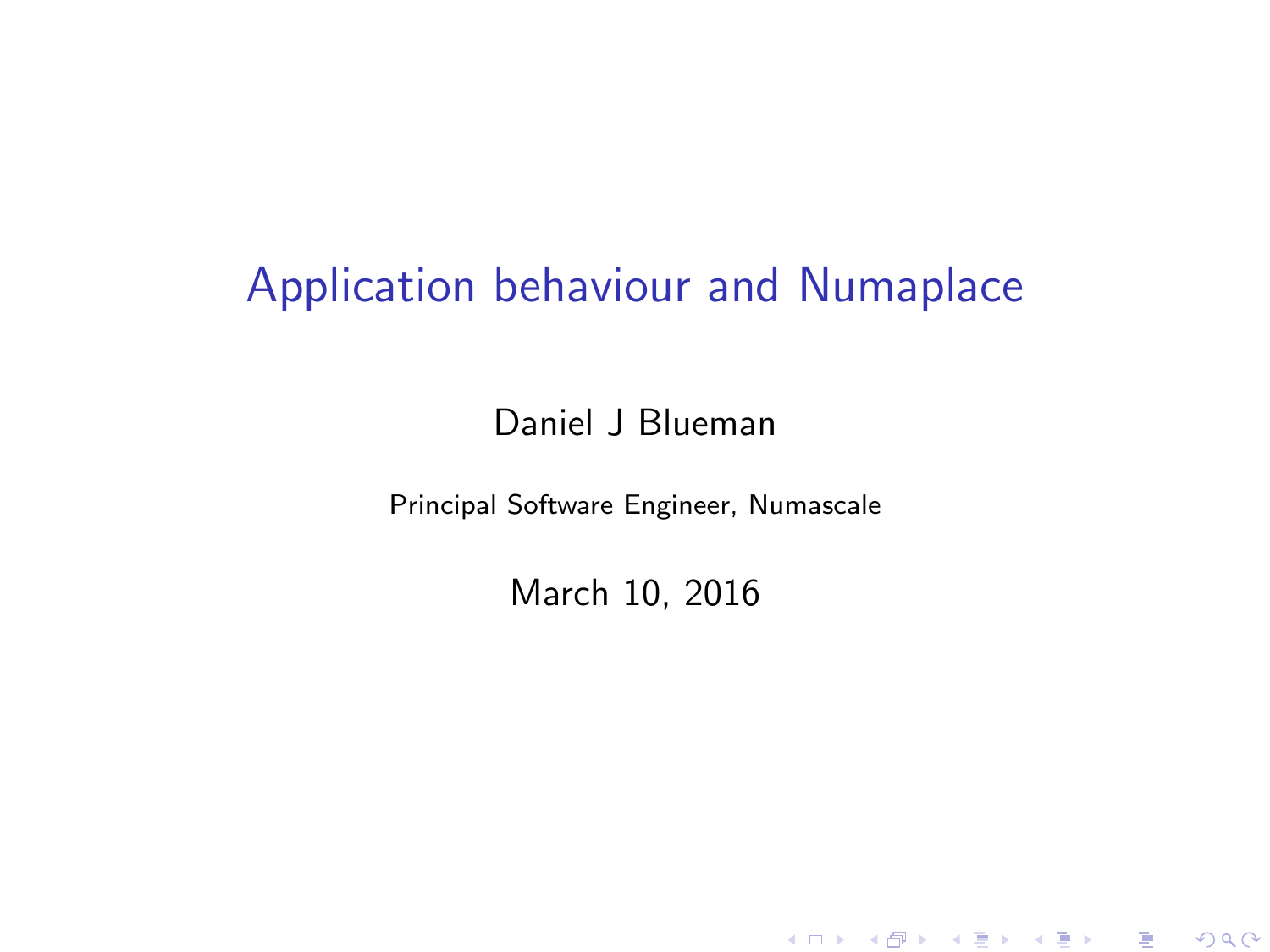# Application behaviour and Numaplace

Daniel J Blueman

Principal Software Engineer, Numascale

March 10, 2016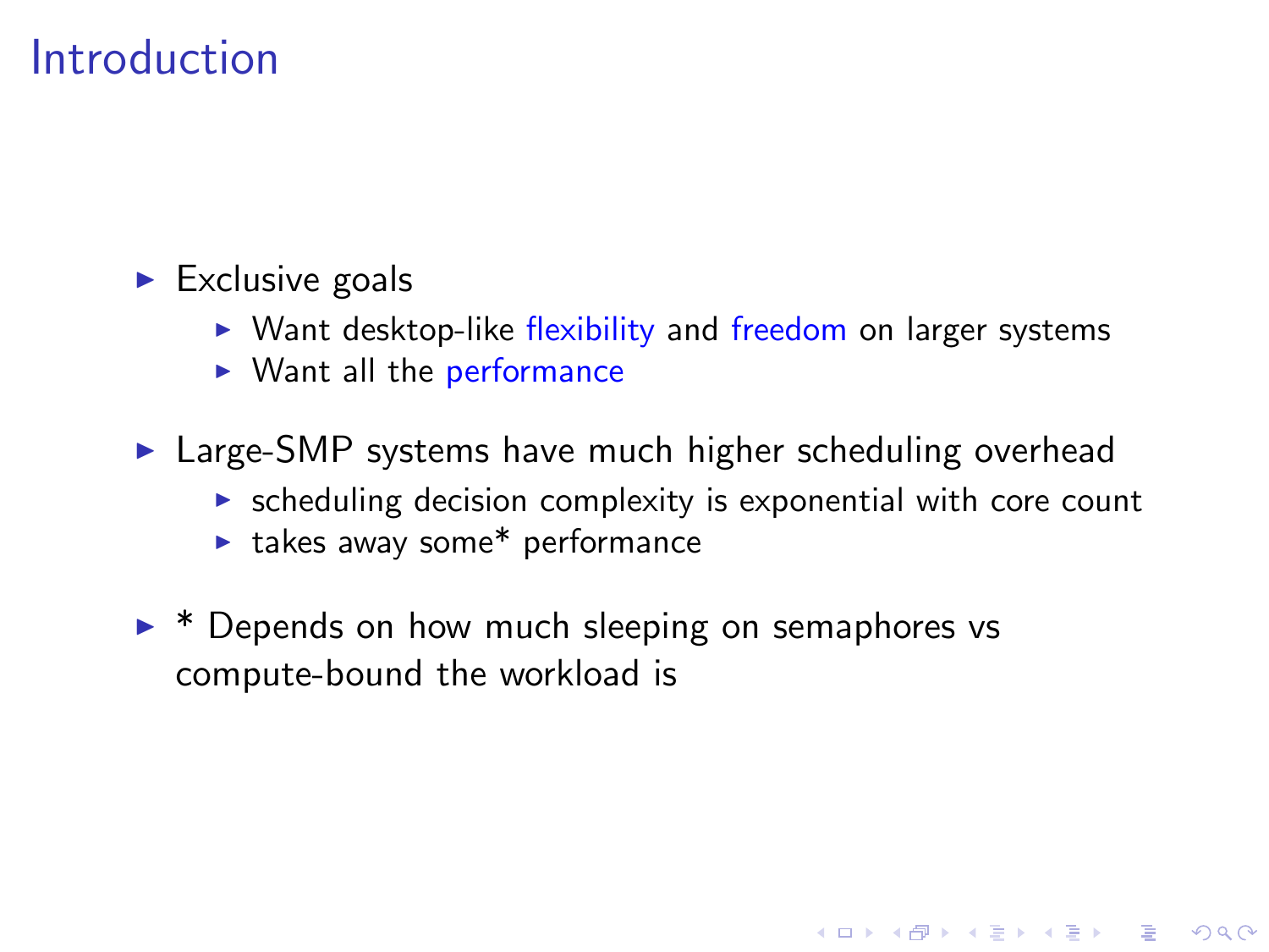# Introduction

- Exclusive goals
  - Want desktop-like flexibility and freedom on larger systems
  - Want all the performance
- Large-SMP systems have much higher scheduling overhead
  - scheduling decision complexity is exponential with core count
  - takes away some* performance
- * Depends on how much sleeping on semaphores vs compute-bound the workload is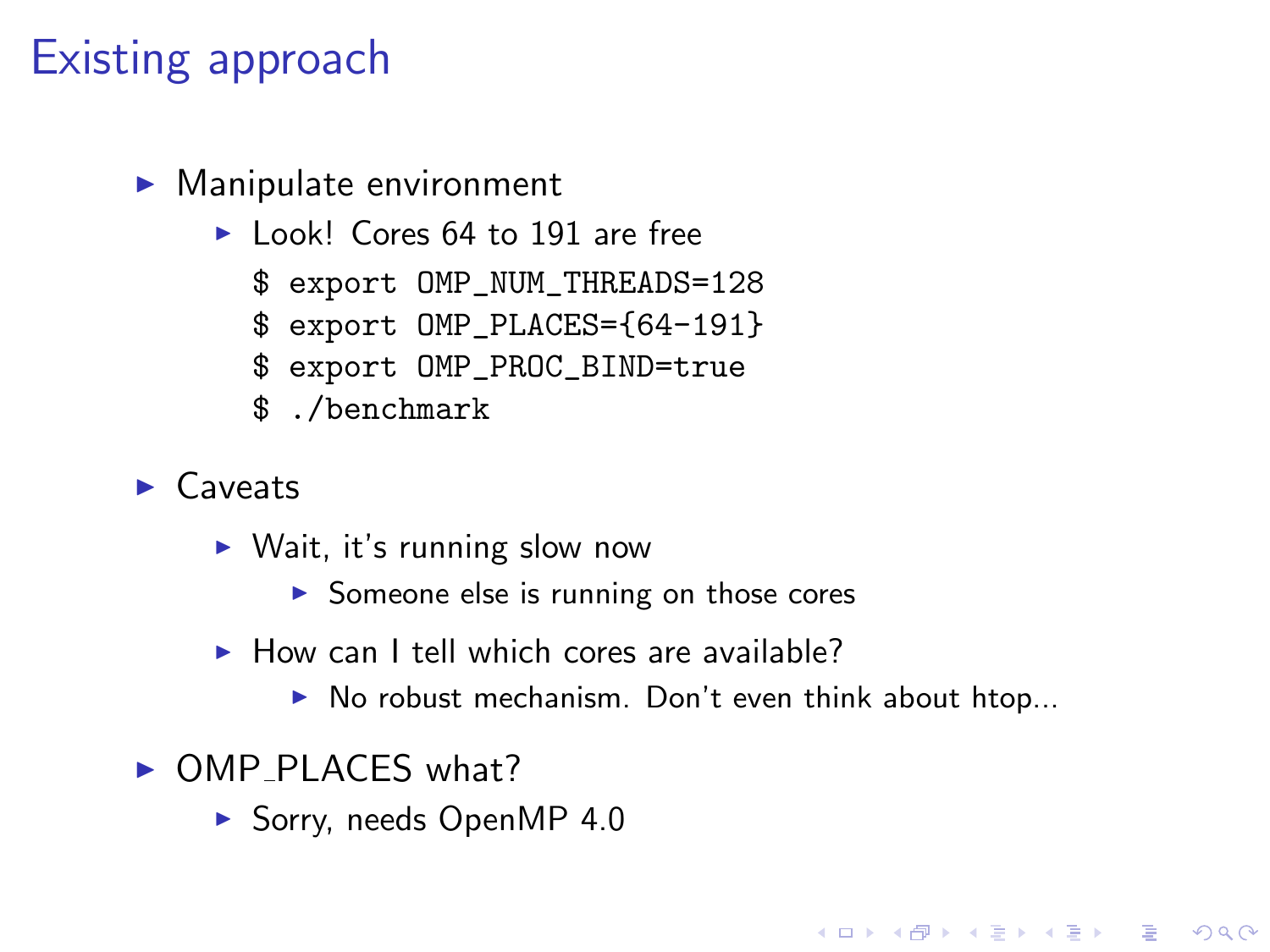# Existing approach

- Manipulate environment
  - Look! Cores 64 to 191 are free

    ```
    $ export OMP_NUM_THREADS=128
    $ export OMP_PLACES={64-191}
    $ export OMP_PROC_BIND=true
    $ ./benchmark
    ```

- Caveats
  - Wait, it's running slow now
    - Someone else is running on those cores
  - How can I tell which cores are available?
    - No robust mechanism. Don't even think about htop...
- OMP_PLACES what?
  - Sorry, needs OpenMP 4.0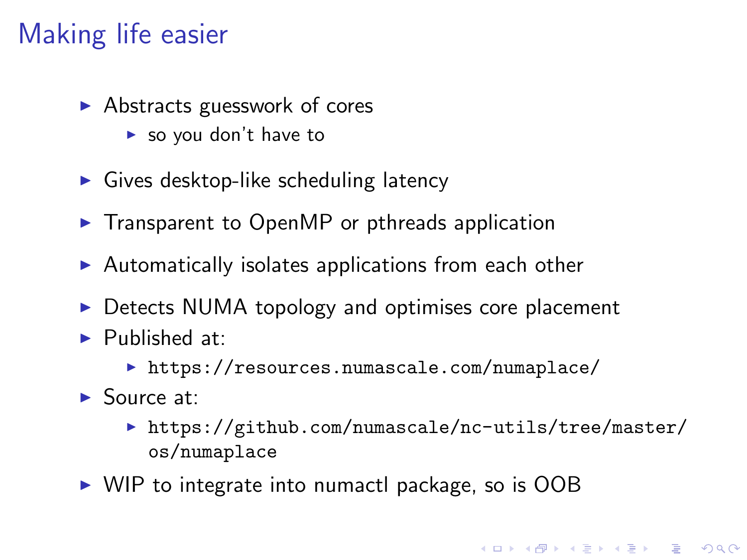# Making life easier

- Abstracts guesswork of cores
  - so you don't have to
- Gives desktop-like scheduling latency
- Transparent to OpenMP or pthreads application
- Automatically isolates applications from each other
- Detects NUMA topology and optimises core placement
- Published at:
  - `https://resources.numascale.com/numaplace/`
- Source at:
  - `https://github.com/numascale/nc-utils/tree/master/os/numaplace`
- WIP to integrate into numactl package, so is OOB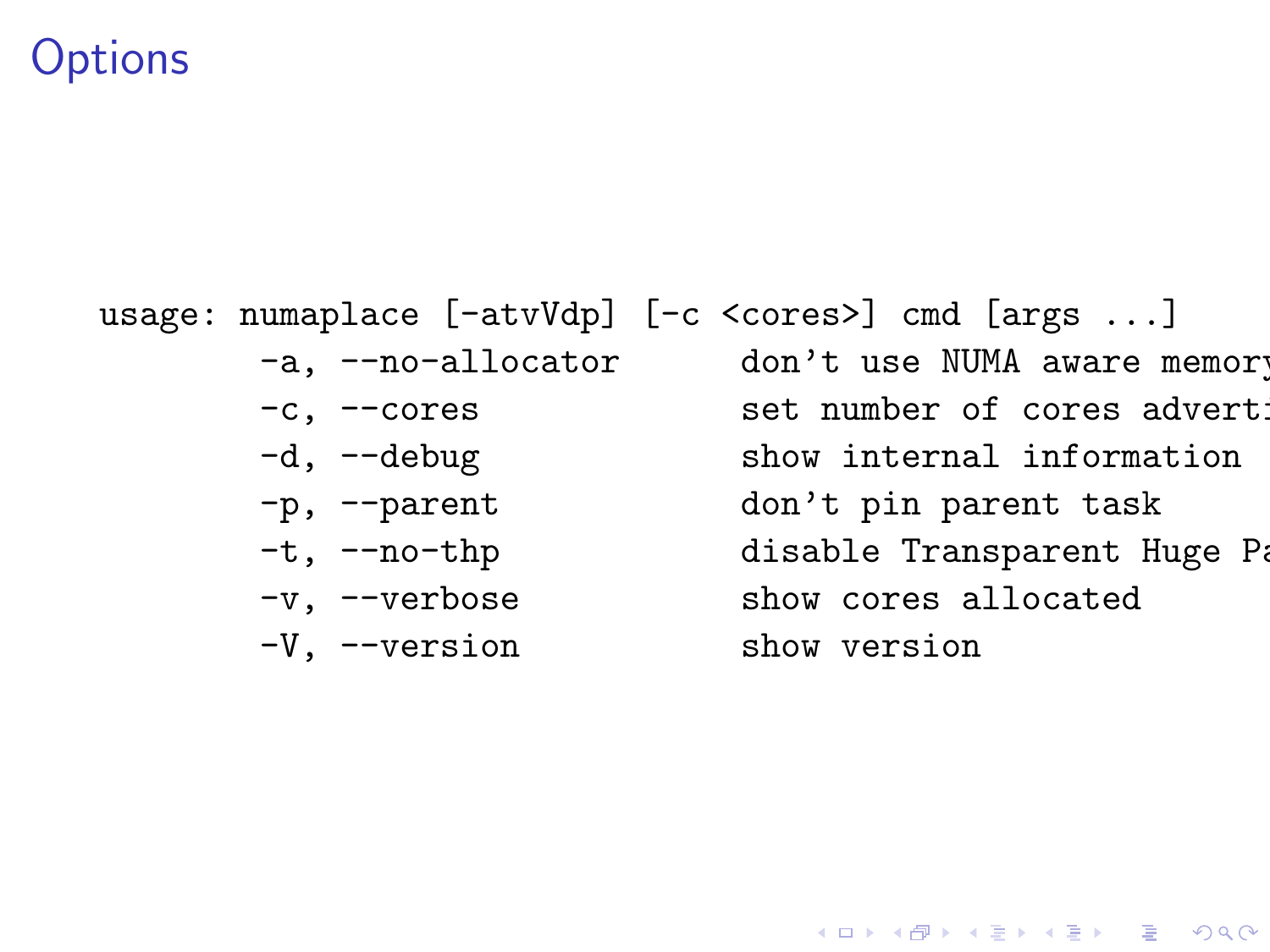# Options

```
usage: numaplace [-atvVdp] [-c <cores>] cmd [args ...]
        -a, --no-allocator      don't use NUMA aware memory
        -c, --cores             set number of cores adverti
        -d, --debug             show internal information
        -p, --parent            don't pin parent task
        -t, --no-thp            disable Transparent Huge Pa
        -v, --verbose           show cores allocated
        -V, --version           show version
```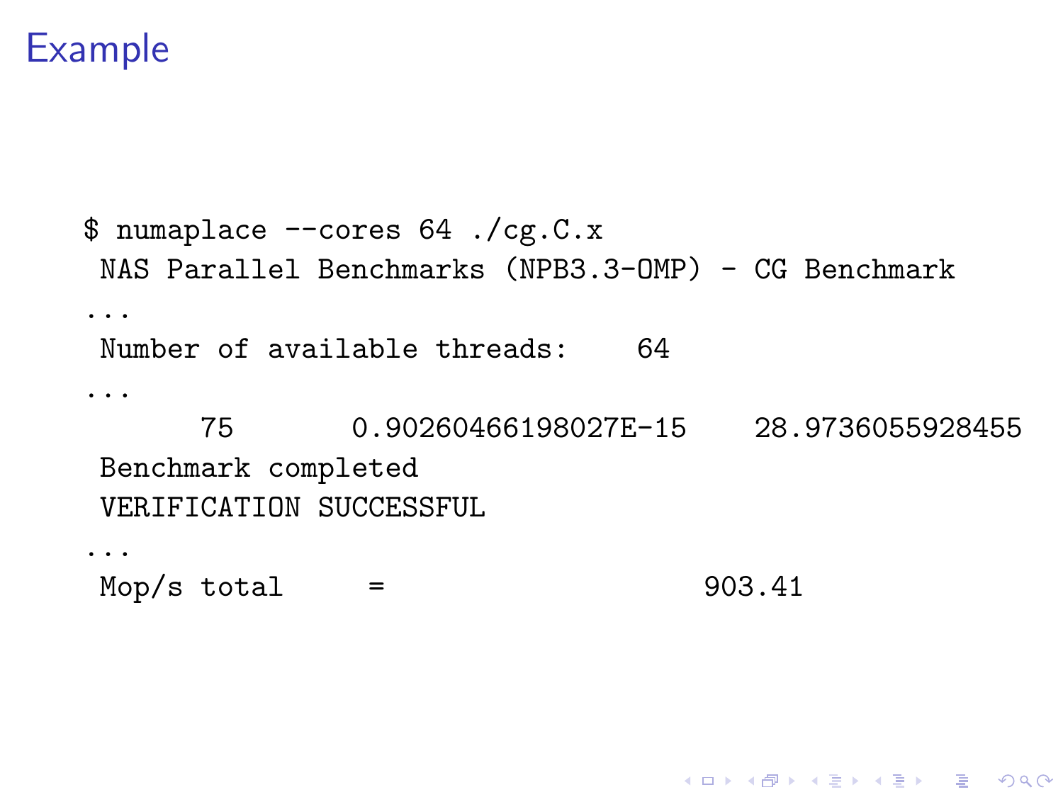# Example

```
$ numaplace --cores 64 ./cg.C.x
 NAS Parallel Benchmarks (NPB3.3-OMP) - CG Benchmark
...
 Number of available threads:    64
...
      75       0.90260466198027E-15    28.9736055928455
 Benchmark completed
 VERIFICATION SUCCESSFUL
...
 Mop/s total     =                       903.41
```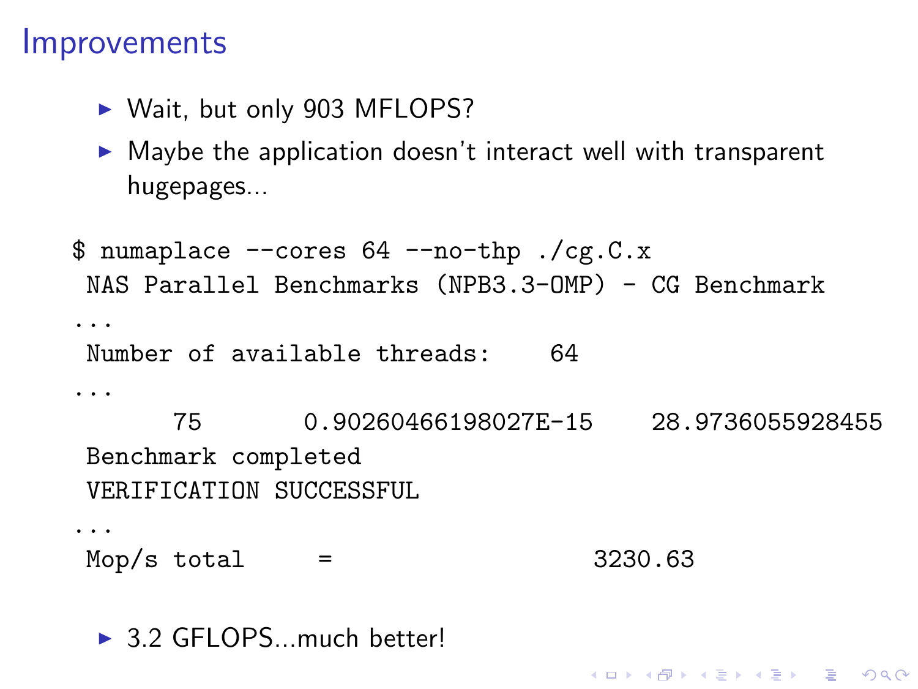## Improvements

- Wait, but only 903 MFLOPS?
- Maybe the application doesn't interact well with transparent hugepages...

```
$ numaplace --cores 64 --no-thp ./cg.C.x
 NAS Parallel Benchmarks (NPB3.3-OMP) - CG Benchmark
...
 Number of available threads:    64
...
      75       0.90260466198027E-15    28.9736055928455
 Benchmark completed
 VERIFICATION SUCCESSFUL
...
 Mop/s total     =                    3230.63
```

- 3.2 GFLOPS...much better!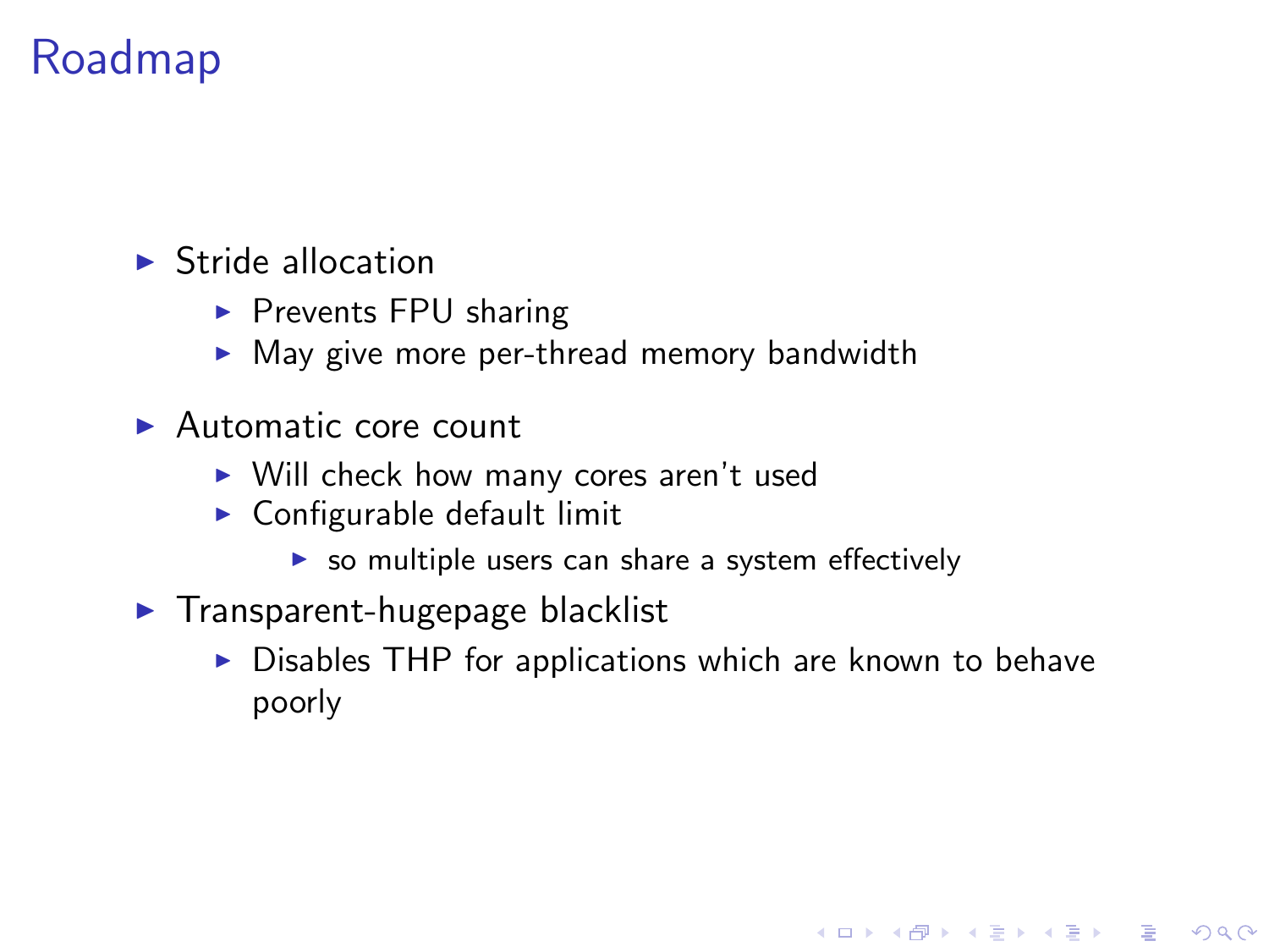# Roadmap

- Stride allocation
  - Prevents FPU sharing
  - May give more per-thread memory bandwidth
- Automatic core count
  - Will check how many cores aren't used
  - Configurable default limit
    - so multiple users can share a system effectively
- Transparent-hugepage blacklist
  - Disables THP for applications which are known to behave poorly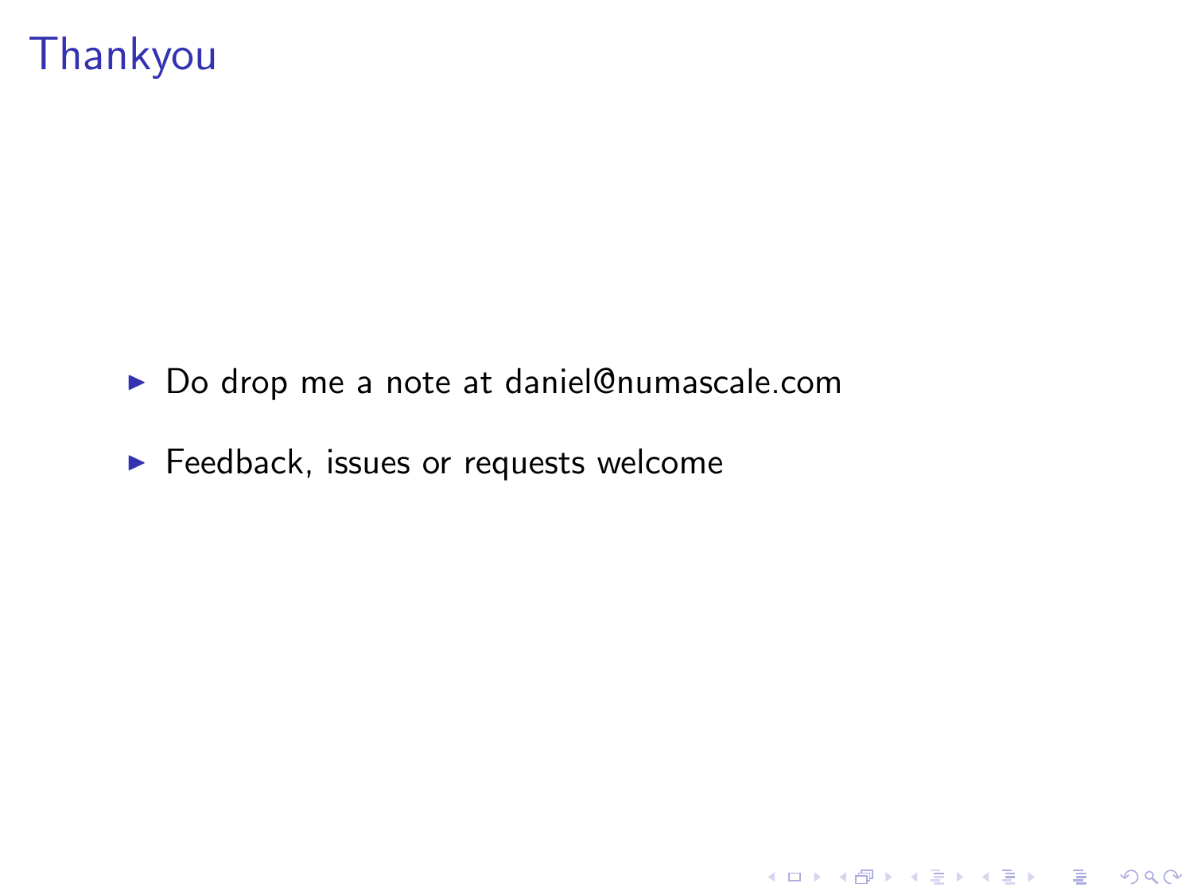# Thankyou

- Do drop me a note at daniel@numascale.com
- Feedback, issues or requests welcome